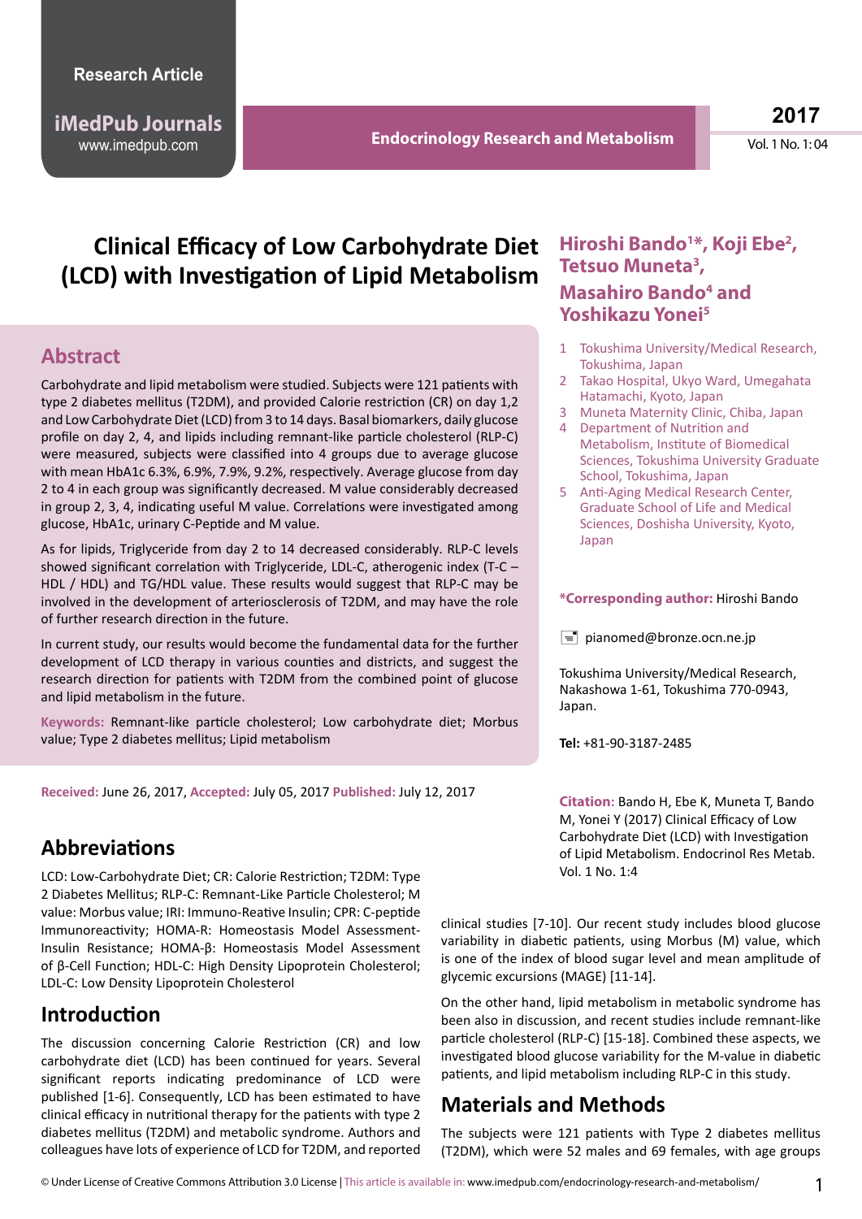Research Article

# Clinical Efficacy of Low Carbohydrate Diet (LCD) with Investigation of Lipid Metabolism

**Hiroshi Bando[1]*, Koji Ebe[2], Tetsuo Muneta[3], Masahiro Bando[4] and Yoshikazu Yonei[5]**

1 Tokushima University/Medical Research, Tokushima, Japan
2 Takao Hospital, Ukyo Ward, Umegahata Hatamachi, Kyoto, Japan
3 Muneta Maternity Clinic, Chiba, Japan
4 Department of Nutrition and Metabolism, Institute of Biomedical Sciences, Tokushima University Graduate School, Tokushima, Japan
5 Anti-Aging Medical Research Center, Graduate School of Life and Medical Sciences, Doshisha University, Kyoto, Japan

**\*Corresponding author:** Hiroshi Bando

pianomed@bronze.ocn.ne.jp

Tokushima University/Medical Research, Nakashowa 1-61, Tokushima 770-0943, Japan.

**Tel:** +81-90-3187-2485

**Citation:** Bando H, Ebe K, Muneta T, Bando M, Yonei Y (2017) Clinical Efficacy of Low Carbohydrate Diet (LCD) with Investigation of Lipid Metabolism. Endocrinol Res Metab. Vol. 1 No. 1:4

## Abstract

Carbohydrate and lipid metabolism were studied. Subjects were 121 patients with type 2 diabetes mellitus (T2DM), and provided Calorie restriction (CR) on day 1,2 and Low Carbohydrate Diet (LCD) from 3 to 14 days. Basal biomarkers, daily glucose profile on day 2, 4, and lipids including remnant-like particle cholesterol (RLP-C) were measured, subjects were classified into 4 groups due to average glucose with mean HbA1c 6.3%, 6.9%, 7.9%, 9.2%, respectively. Average glucose from day 2 to 4 in each group was significantly decreased. M value considerably decreased in group 2, 3, 4, indicating useful M value. Correlations were investigated among glucose, HbA1c, urinary C-Peptide and M value.

As for lipids, Triglyceride from day 2 to 14 decreased considerably. RLP-C levels showed significant correlation with Triglyceride, LDL-C, atherogenic index (T-C – HDL / HDL) and TG/HDL value. These results would suggest that RLP-C may be involved in the development of arteriosclerosis of T2DM, and may have the role of further research direction in the future.

In current study, our results would become the fundamental data for the further development of LCD therapy in various counties and districts, and suggest the research direction for patients with T2DM from the combined point of glucose and lipid metabolism in the future.

**Keywords:** Remnant-like particle cholesterol; Low carbohydrate diet; Morbus value; Type 2 diabetes mellitus; Lipid metabolism

**Received:** June 26, 2017, **Accepted:** July 05, 2017 **Published:** July 12, 2017

## Abbreviations

LCD: Low-Carbohydrate Diet; CR: Calorie Restriction; T2DM: Type 2 Diabetes Mellitus; RLP-C: Remnant-Like Particle Cholesterol; M value: Morbus value; IRI: Immuno-Reative Insulin; CPR: C-peptide Immunoreactivity; HOMA-R: Homeostasis Model Assessment-Insulin Resistance; HOMA-β: Homeostasis Model Assessment of β-Cell Function; HDL-C: High Density Lipoprotein Cholesterol; LDL-C: Low Density Lipoprotein Cholesterol

## Introduction

The discussion concerning Calorie Restriction (CR) and low carbohydrate diet (LCD) has been continued for years. Several significant reports indicating predominance of LCD were published [1-6]. Consequently, LCD has been estimated to have clinical efficacy in nutritional therapy for the patients with type 2 diabetes mellitus (T2DM) and metabolic syndrome. Authors and colleagues have lots of experience of LCD for T2DM, and reported clinical studies [7-10]. Our recent study includes blood glucose variability in diabetic patients, using Morbus (M) value, which is one of the index of blood sugar level and mean amplitude of glycemic excursions (MAGE) [11-14].

On the other hand, lipid metabolism in metabolic syndrome has been also in discussion, and recent studies include remnant-like particle cholesterol (RLP-C) [15-18]. Combined these aspects, we investigated blood glucose variability for the M-value in diabetic patients, and lipid metabolism including RLP-C in this study.

## Materials and Methods

The subjects were 121 patients with Type 2 diabetes mellitus (T2DM), which were 52 males and 69 females, with age groups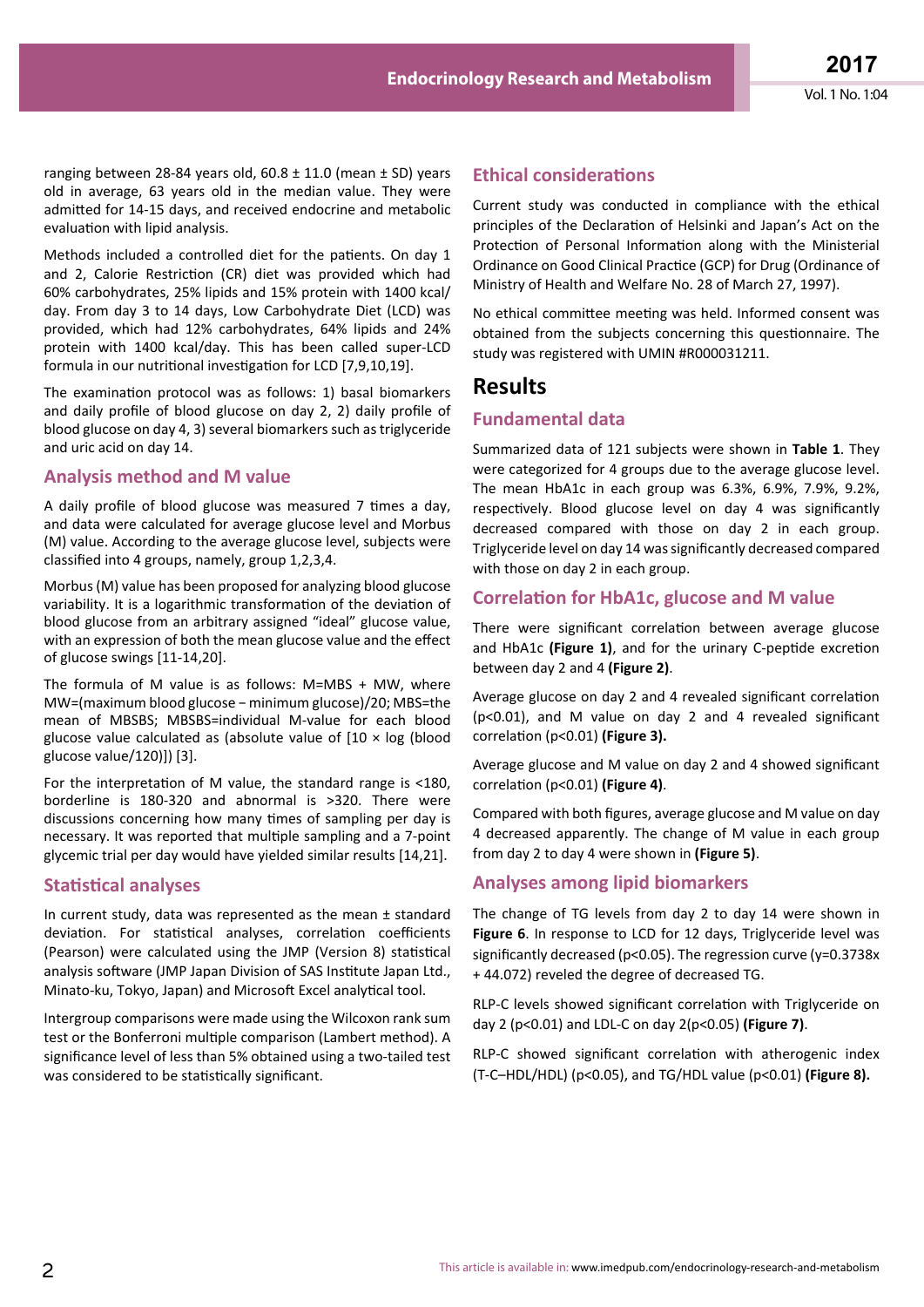ranging between 28-84 years old, 60.8 ± 11.0 (mean ± SD) years old in average, 63 years old in the median value. They were admitted for 14-15 days, and received endocrine and metabolic evaluation with lipid analysis.

Methods included a controlled diet for the patients. On day 1 and 2, Calorie Restriction (CR) diet was provided which had 60% carbohydrates, 25% lipids and 15% protein with 1400 kcal/day. From day 3 to 14 days, Low Carbohydrate Diet (LCD) was provided, which had 12% carbohydrates, 64% lipids and 24% protein with 1400 kcal/day. This has been called super-LCD formula in our nutritional investigation for LCD [7,9,10,19].

The examination protocol was as follows: 1) basal biomarkers and daily profile of blood glucose on day 2, 2) daily profile of blood glucose on day 4, 3) several biomarkers such as triglyceride and uric acid on day 14.

## Analysis method and M value

A daily profile of blood glucose was measured 7 times a day, and data were calculated for average glucose level and Morbus (M) value. According to the average glucose level, subjects were classified into 4 groups, namely, group 1,2,3,4.

Morbus (M) value has been proposed for analyzing blood glucose variability. It is a logarithmic transformation of the deviation of blood glucose from an arbitrary assigned "ideal" glucose value, with an expression of both the mean glucose value and the effect of glucose swings [11-14,20].

The formula of M value is as follows: M=MBS + MW, where MW=(maximum blood glucose − minimum glucose)/20; MBS=the mean of MBSBS; MBSBS=individual M-value for each blood glucose value calculated as (absolute value of [10 × log (blood glucose value/120)]) [3].

For the interpretation of M value, the standard range is <180, borderline is 180-320 and abnormal is >320. There were discussions concerning how many times of sampling per day is necessary. It was reported that multiple sampling and a 7-point glycemic trial per day would have yielded similar results [14,21].

## Statistical analyses

In current study, data was represented as the mean ± standard deviation. For statistical analyses, correlation coefficients (Pearson) were calculated using the JMP (Version 8) statistical analysis software (JMP Japan Division of SAS Institute Japan Ltd., Minato-ku, Tokyo, Japan) and Microsoft Excel analytical tool.

Intergroup comparisons were made using the Wilcoxon rank sum test or the Bonferroni multiple comparison (Lambert method). A significance level of less than 5% obtained using a two-tailed test was considered to be statistically significant.

## Ethical considerations

Current study was conducted in compliance with the ethical principles of the Declaration of Helsinki and Japan's Act on the Protection of Personal Information along with the Ministerial Ordinance on Good Clinical Practice (GCP) for Drug (Ordinance of Ministry of Health and Welfare No. 28 of March 27, 1997).

No ethical committee meeting was held. Informed consent was obtained from the subjects concerning this questionnaire. The study was registered with UMIN #R000031211.

# Results

## Fundamental data

Summarized data of 121 subjects were shown in **Table 1**. They were categorized for 4 groups due to the average glucose level. The mean HbA1c in each group was 6.3%, 6.9%, 7.9%, 9.2%, respectively. Blood glucose level on day 4 was significantly decreased compared with those on day 2 in each group. Triglyceride level on day 14 was significantly decreased compared with those on day 2 in each group.

## Correlation for HbA1c, glucose and M value

There were significant correlation between average glucose and HbA1c **(Figure 1)**, and for the urinary C-peptide excretion between day 2 and 4 **(Figure 2)**.

Average glucose on day 2 and 4 revealed significant correlation ($p<0.01$), and M value on day 2 and 4 revealed significant correlation ($p<0.01$) **(Figure 3).**

Average glucose and M value on day 2 and 4 showed significant correlation ($p<0.01$) **(Figure 4)**.

Compared with both figures, average glucose and M value on day 4 decreased apparently. The change of M value in each group from day 2 to day 4 were shown in **(Figure 5)**.

## Analyses among lipid biomarkers

The change of TG levels from day 2 to day 14 were shown in **Figure 6**. In response to LCD for 12 days, Triglyceride level was significantly decreased ($p<0.05$). The regression curve ($y=0.3738x + 44.072$) reveled the degree of decreased TG.

RLP-C levels showed significant correlation with Triglyceride on day 2 ($p<0.01$) and LDL-C on day 2($p<0.05$) **(Figure 7)**.

RLP-C showed significant correlation with atherogenic index (T-C–HDL/HDL) ($p<0.05$), and TG/HDL value ($p<0.01$) **(Figure 8).**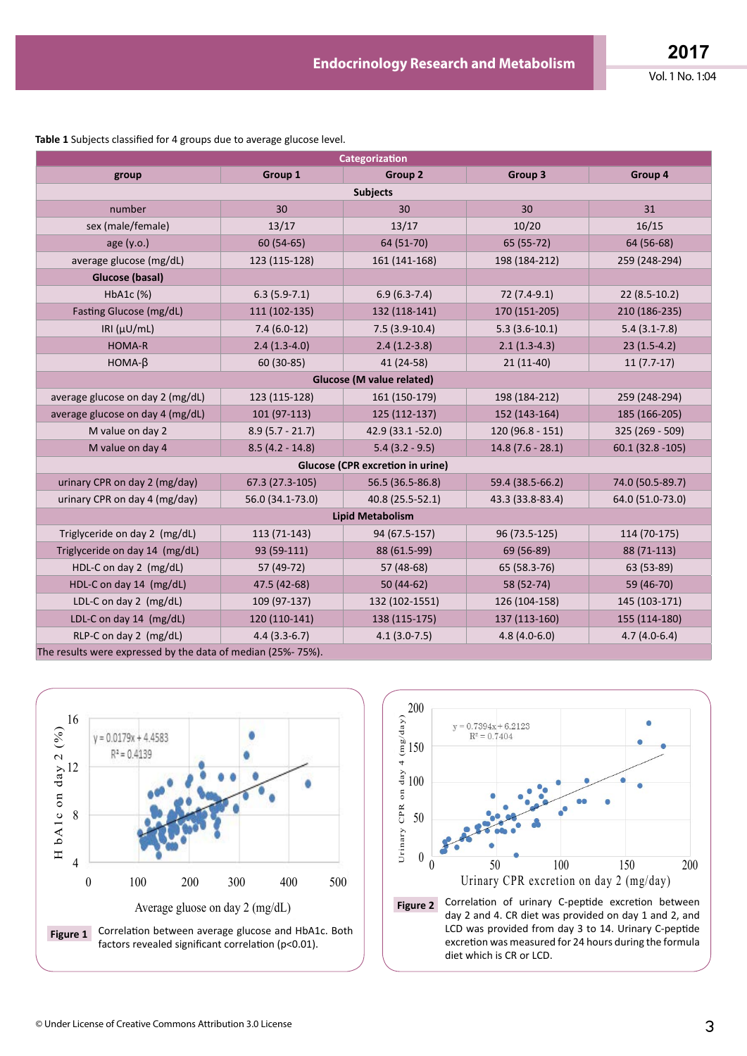**Table 1** Subjects classified for 4 groups due to average glucose level.

| Categorization | | | | |
|---|---|---|---|---|
| group | Group 1 | Group 2 | Group 3 | Group 4 |
| **Subjects** | | | | |
| number | 30 | 30 | 30 | 31 |
| sex (male/female) | 13/17 | 13/17 | 10/20 | 16/15 |
| age (y.o.) | 60 (54-65) | 64 (51-70) | 65 (55-72) | 64 (56-68) |
| average glucose (mg/dL) | 123 (115-128) | 161 (141-168) | 198 (184-212) | 259 (248-294) |
| **Glucose (basal)** | | | | |
| HbA1c (%) | 6.3 (5.9-7.1) | 6.9 (6.3-7.4) | 72 (7.4-9.1) | 22 (8.5-10.2) |
| Fasting Glucose (mg/dL) | 111 (102-135) | 132 (118-141) | 170 (151-205) | 210 (186-235) |
| IRI (μU/mL) | 7.4 (6.0-12) | 7.5 (3.9-10.4) | 5.3 (3.6-10.1) | 5.4 (3.1-7.8) |
| HOMA-R | 2.4 (1.3-4.0) | 2.4 (1.2-3.8) | 2.1 (1.3-4.3) | 23 (1.5-4.2) |
| HOMA-β | 60 (30-85) | 41 (24-58) | 21 (11-40) | 11 (7.7-17) |
| **Glucose (M value related)** | | | | |
| average glucose on day 2 (mg/dL) | 123 (115-128) | 161 (150-179) | 198 (184-212) | 259 (248-294) |
| average glucose on day 4 (mg/dL) | 101 (97-113) | 125 (112-137) | 152 (143-164) | 185 (166-205) |
| M value on day 2 | 8.9 (5.7 - 21.7) | 42.9 (33.1 -52.0) | 120 (96.8 - 151) | 325 (269 - 509) |
| M value on day 4 | 8.5 (4.2 - 14.8) | 5.4 (3.2 - 9.5) | 14.8 (7.6 - 28.1) | 60.1 (32.8 -105) |
| **Glucose (CPR excretion in urine)** | | | | |
| urinary CPR on day 2 (mg/day) | 67.3 (27.3-105) | 56.5 (36.5-86.8) | 59.4 (38.5-66.2) | 74.0 (50.5-89.7) |
| urinary CPR on day 4 (mg/day) | 56.0 (34.1-73.0) | 40.8 (25.5-52.1) | 43.3 (33.8-83.4) | 64.0 (51.0-73.0) |
| **Lipid Metabolism** | | | | |
| Triglyceride on day 2 (mg/dL) | 113 (71-143) | 94 (67.5-157) | 96 (73.5-125) | 114 (70-175) |
| Triglyceride on day 14 (mg/dL) | 93 (59-111) | 88 (61.5-99) | 69 (56-89) | 88 (71-113) |
| HDL-C on day 2 (mg/dL) | 57 (49-72) | 57 (48-68) | 65 (58.3-76) | 63 (53-89) |
| HDL-C on day 14 (mg/dL) | 47.5 (42-68) | 50 (44-62) | 58 (52-74) | 59 (46-70) |
| LDL-C on day 2 (mg/dL) | 109 (97-137) | 132 (102-1551) | 126 (104-158) | 145 (103-171) |
| LDL-C on day 14 (mg/dL) | 120 (110-141) | 138 (115-175) | 137 (113-160) | 155 (114-180) |
| RLP-C on day 2 (mg/dL) | 4.4 (3.3-6.7) | 4.1 (3.0-7.5) | 4.8 (4.0-6.0) | 4.7 (4.0-6.4) |

The results were expressed by the data of median (25%- 75%).

**Figure 1** Correlation between average glucose and HbA1c. Both factors revealed significant correlation (p<0.01).

**Figure 2** Correlation of urinary C-peptide excretion between day 2 and 4. CR diet was provided on day 1 and 2, and LCD was provided from day 3 to 14. Urinary C-peptide excretion was measured for 24 hours during the formula diet which is CR or LCD.

© Under License of Creative Commons Attribution 3.0 License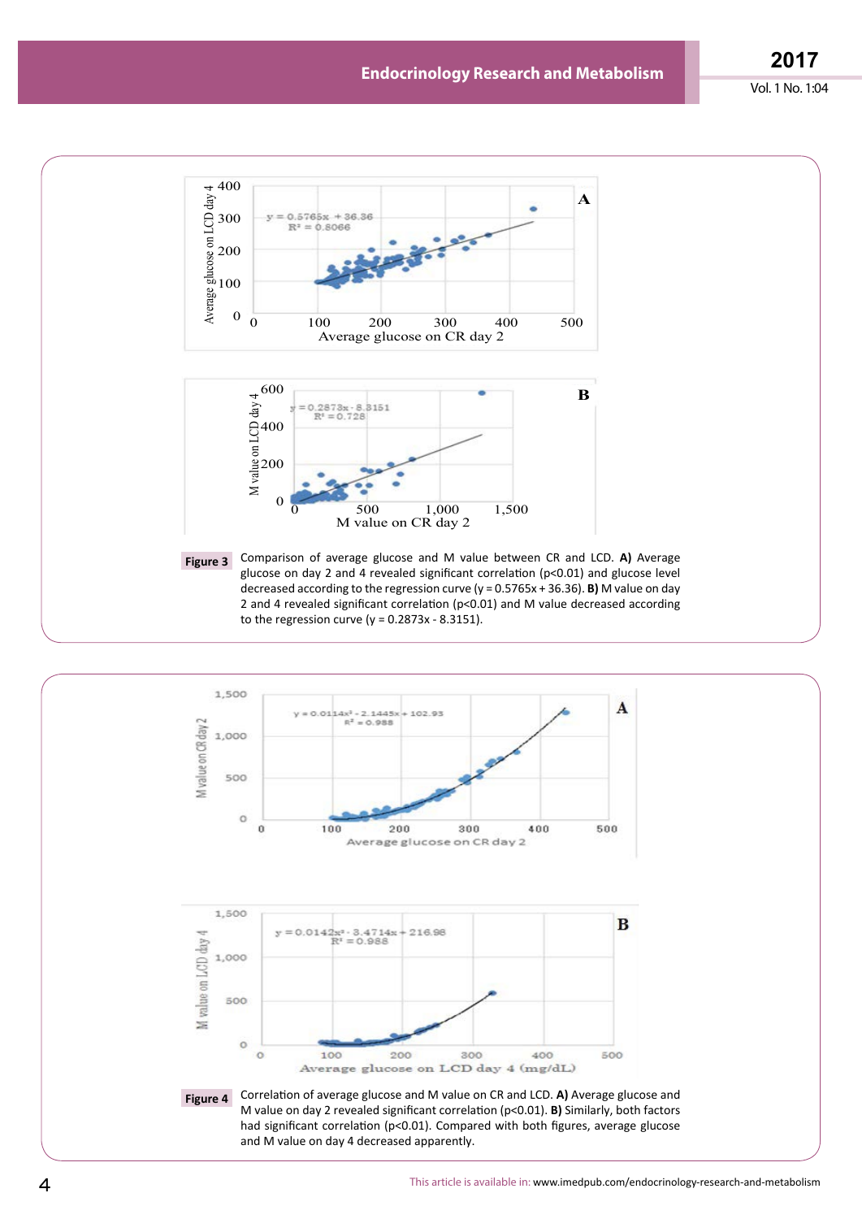**Figure 3** Comparison of average glucose and M value between CR and LCD. **A)** Average glucose on day 2 and 4 revealed significant correlation ($p<0.01$) and glucose level decreased according to the regression curve ($y = 0.5765x + 36.36$). **B)** M value on day 2 and 4 revealed significant correlation ($p<0.01$) and M value decreased according to the regression curve ($y = 0.2873x - 8.3151$).

**Figure 4** Correlation of average glucose and M value on CR and LCD. **A)** Average glucose and M value on day 2 revealed significant correlation ($p<0.01$). **B)** Similarly, both factors had significant correlation ($p<0.01$). Compared with both figures, average glucose and M value on day 4 decreased apparently.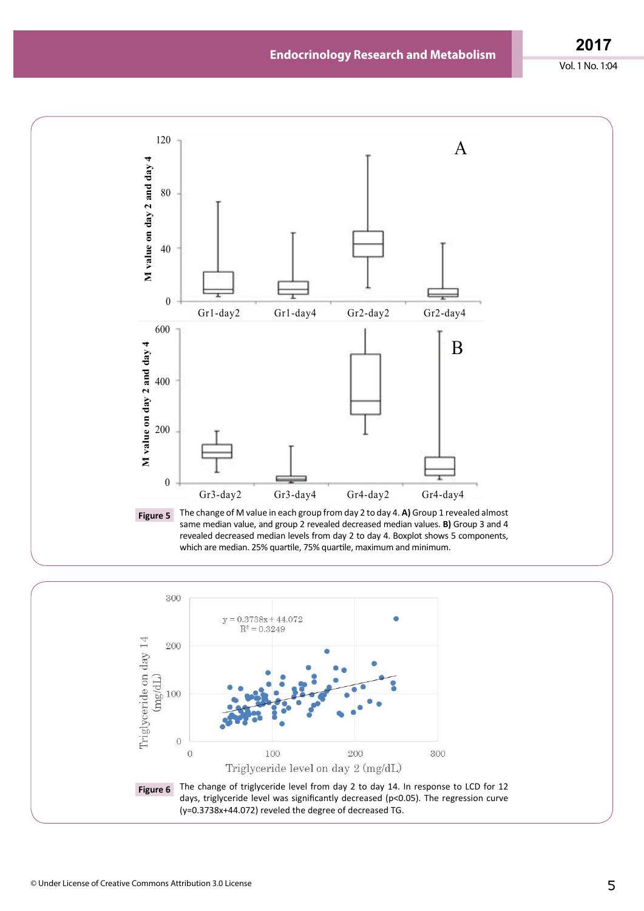**Figure 5** The change of M value in each group from day 2 to day 4. **A)** Group 1 revealed almost same median value, and group 2 revealed decreased median values. **B)** Group 3 and 4 revealed decreased median levels from day 2 to day 4. Boxplot shows 5 components, which are median. 25% quartile, 75% quartile, maximum and minimum.

**Figure 6** The change of triglyceride level from day 2 to day 14. In response to LCD for 12 days, triglyceride level was significantly decreased ($p<0.05$). The regression curve ($y=0.3738x+44.072$) reveled the degree of decreased TG.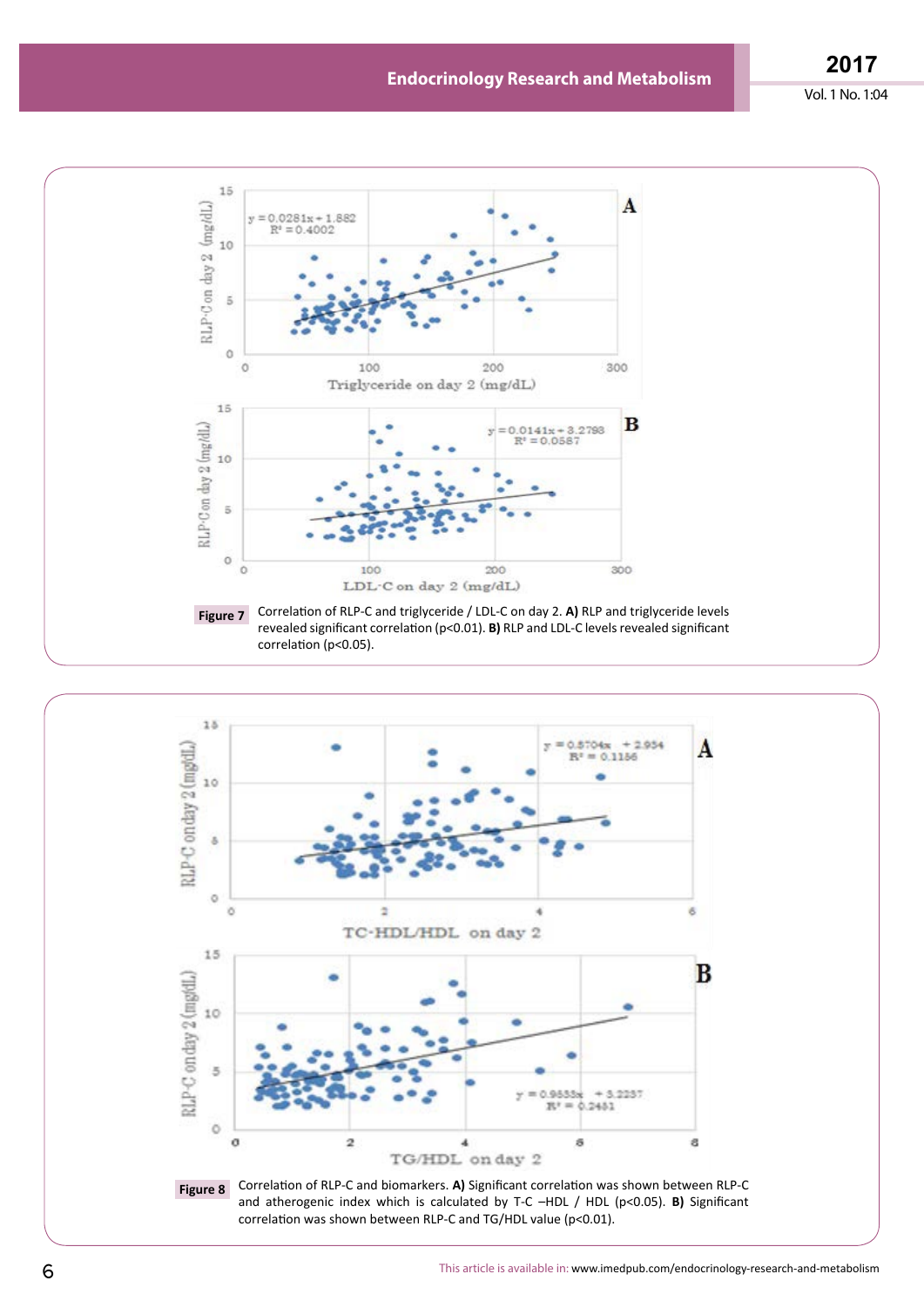**Figure 7** Correlation of RLP-C and triglyceride / LDL-C on day 2. **A)** RLP and triglyceride levels revealed significant correlation (p<0.01). **B)** RLP and LDL-C levels revealed significant correlation (p<0.05).

**Figure 8** Correlation of RLP-C and biomarkers. **A)** Significant correlation was shown between RLP-C and atherogenic index which is calculated by T-C –HDL / HDL (p<0.05). **B)** Significant correlation was shown between RLP-C and TG/HDL value (p<0.01).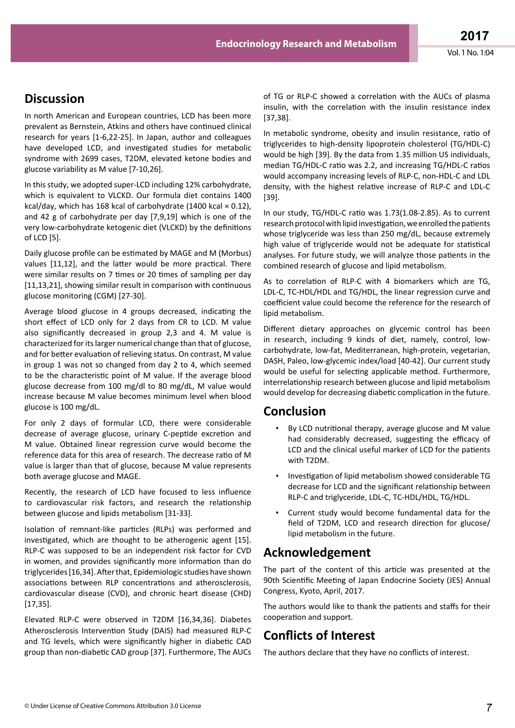## Discussion

In north American and European countries, LCD has been more prevalent as Bernstein, Atkins and others have continued clinical research for years [1-6,22-25]. In Japan, author and colleagues have developed LCD, and investigated studies for metabolic syndrome with 2699 cases, T2DM, elevated ketone bodies and glucose variability as M value [7-10,26].

In this study, we adopted super-LCD including 12% carbohydrate, which is equivalent to VLCKD. Our formula diet contains 1400 kcal/day, which has 168 kcal of carbohydrate (1400 kcal × 0.12), and 42 g of carbohydrate per day [7,9,19] which is one of the very low-carbohydrate ketogenic diet (VLCKD) by the definitions of LCD [5].

Daily glucose profile can be estimated by MAGE and M (Morbus) values [11,12], and the latter would be more practical. There were similar results on 7 times or 20 times of sampling per day [11,13,21], showing similar result in comparison with continuous glucose monitoring (CGM) [27-30].

Average blood glucose in 4 groups decreased, indicating the short effect of LCD only for 2 days from CR to LCD. M value also significantly decreased in group 2,3 and 4. M value is characterized for its larger numerical change than that of glucose, and for better evaluation of relieving status. On contrast, M value in group 1 was not so changed from day 2 to 4, which seemed to be the characteristic point of M value. If the average blood glucose decrease from 100 mg/dl to 80 mg/dL, M value would increase because M value becomes minimum level when blood glucose is 100 mg/dL.

For only 2 days of formular LCD, there were considerable decrease of average glucose, urinary C-peptide excretion and M value. Obtained linear regression curve would become the reference data for this area of research. The decrease ratio of M value is larger than that of glucose, because M value represents both average glucose and MAGE.

Recently, the research of LCD have focused to less influence to cardiovascular risk factors, and research the relationship between glucose and lipids metabolism [31-33].

Isolation of remnant-like particles (RLPs) was performed and investigated, which are thought to be atherogenic agent [15]. RLP-C was supposed to be an independent risk factor for CVD in women, and provides significantly more information than do triglycerides [16,34]. After that, Epidemiologic studies have shown associations between RLP concentrations and atherosclerosis, cardiovascular disease (CVD), and chronic heart disease (CHD) [17,35].

Elevated RLP-C were observed in T2DM [16,34,36]. Diabetes Atherosclerosis Intervention Study (DAIS) had measured RLP-C and TG levels, which were significantly higher in diabetic CAD group than non-diabetic CAD group [37]. Furthermore, The AUCs of TG or RLP-C showed a correlation with the AUCs of plasma insulin, with the correlation with the insulin resistance index [37,38].

In metabolic syndrome, obesity and insulin resistance, ratio of triglycerides to high-density lipoprotein cholesterol (TG/HDL-C) would be high [39]. By the data from 1.35 million US individuals, median TG/HDL-C ratio was 2.2, and increasing TG/HDL-C ratios would accompany increasing levels of RLP-C, non-HDL-C and LDL density, with the highest relative increase of RLP-C and LDL-C [39].

In our study, TG/HDL-C ratio was 1.73(1.08-2.85). As to current research protocol with lipid investigation, we enrolled the patients whose triglyceride was less than 250 mg/dL, because extremely high value of triglyceride would not be adequate for statistical analyses. For future study, we will analyze those patients in the combined research of glucose and lipid metabolism.

As to correlation of RLP-C with 4 biomarkers which are TG, LDL-C, TC-HDL/HDL and TG/HDL, the linear regression curve and coefficient value could become the reference for the research of lipid metabolism.

Different dietary approaches on glycemic control has been in research, including 9 kinds of diet, namely, control, low-carbohydrate, low-fat, Mediterranean, high-protein, vegetarian, DASH, Paleo, low-glycemic index/load [40-42]. Our current study would be useful for selecting applicable method. Furthermore, interrelationship research between glucose and lipid metabolism would develop for decreasing diabetic complication in the future.

## Conclusion

- By LCD nutritional therapy, average glucose and M value had considerably decreased, suggesting the efficacy of LCD and the clinical useful marker of LCD for the patients with T2DM.
- Investigation of lipid metabolism showed considerable TG decrease for LCD and the significant relationship between RLP-C and triglyceride, LDL-C, TC-HDL/HDL, TG/HDL.
- Current study would become fundamental data for the field of T2DM, LCD and research direction for glucose/ lipid metabolism in the future.

## Acknowledgement

The part of the content of this article was presented at the 90th Scientific Meeting of Japan Endocrine Society (JES) Annual Congress, Kyoto, April, 2017.

The authors would like to thank the patients and staffs for their cooperation and support.

## Conflicts of Interest

The authors declare that they have no conflicts of interest.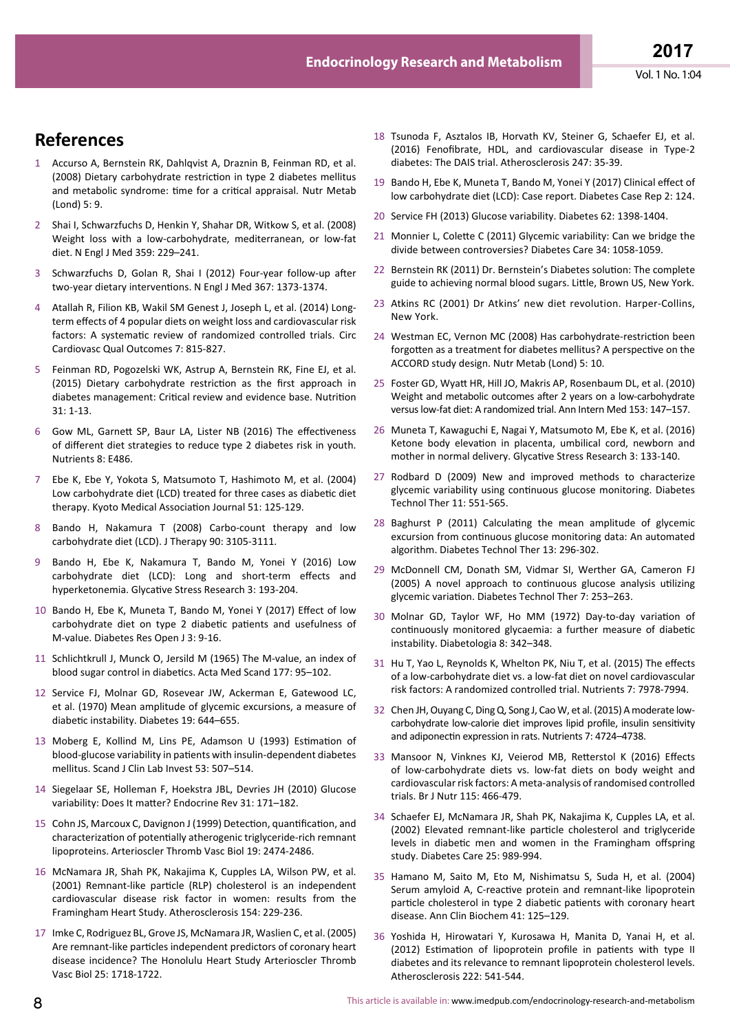## References

1. Accurso A, Bernstein RK, Dahlqvist A, Draznin B, Feinman RD, et al. (2008) Dietary carbohydrate restriction in type 2 diabetes mellitus and metabolic syndrome: time for a critical appraisal. Nutr Metab (Lond) 5: 9.

2. Shai I, Schwarzfuchs D, Henkin Y, Shahar DR, Witkow S, et al. (2008) Weight loss with a low-carbohydrate, mediterranean, or low-fat diet. N Engl J Med 359: 229–241.

3. Schwarzfuchs D, Golan R, Shai I (2012) Four-year follow-up after two-year dietary interventions. N Engl J Med 367: 1373-1374.

4. Atallah R, Filion KB, Wakil SM Genest J, Joseph L, et al. (2014) Long-term effects of 4 popular diets on weight loss and cardiovascular risk factors: A systematic review of randomized controlled trials. Circ Cardiovasc Qual Outcomes 7: 815-827.

5. Feinman RD, Pogozelski WK, Astrup A, Bernstein RK, Fine EJ, et al. (2015) Dietary carbohydrate restriction as the first approach in diabetes management: Critical review and evidence base. Nutrition 31: 1-13.

6. Gow ML, Garnett SP, Baur LA, Lister NB (2016) The effectiveness of different diet strategies to reduce type 2 diabetes risk in youth. Nutrients 8: E486.

7. Ebe K, Ebe Y, Yokota S, Matsumoto T, Hashimoto M, et al. (2004) Low carbohydrate diet (LCD) treated for three cases as diabetic diet therapy. Kyoto Medical Association Journal 51: 125-129.

8. Bando H, Nakamura T (2008) Carbo-count therapy and low carbohydrate diet (LCD). J Therapy 90: 3105-3111.

9. Bando H, Ebe K, Nakamura T, Bando M, Yonei Y (2016) Low carbohydrate diet (LCD): Long and short-term effects and hyperketonemia. Glycative Stress Research 3: 193-204.

10. Bando H, Ebe K, Muneta T, Bando M, Yonei Y (2017) Effect of low carbohydrate diet on type 2 diabetic patients and usefulness of M-value. Diabetes Res Open J 3: 9-16.

11. Schlichtkrull J, Munck O, Jersild M (1965) The M-value, an index of blood sugar control in diabetics. Acta Med Scand 177: 95–102.

12. Service FJ, Molnar GD, Rosevear JW, Ackerman E, Gatewood LC, et al. (1970) Mean amplitude of glycemic excursions, a measure of diabetic instability. Diabetes 19: 644–655.

13. Moberg E, Kollind M, Lins PE, Adamson U (1993) Estimation of blood-glucose variability in patients with insulin-dependent diabetes mellitus. Scand J Clin Lab Invest 53: 507–514.

14. Siegelaar SE, Holleman F, Hoekstra JBL, Devries JH (2010) Glucose variability: Does it matter? Endocrine Rev 31: 171–182.

15. Cohn JS, Marcoux C, Davignon J (1999) Detection, quantification, and characterization of potentially atherogenic triglyceride-rich remnant lipoproteins. Arterioscler Thromb Vasc Biol 19: 2474-2486.

16. McNamara JR, Shah PK, Nakajima K, Cupples LA, Wilson PW, et al. (2001) Remnant-like particle (RLP) cholesterol is an independent cardiovascular disease risk factor in women: results from the Framingham Heart Study. Atherosclerosis 154: 229-236.

17. Imke C, Rodriguez BL, Grove JS, McNamara JR, Waslien C, et al. (2005) Are remnant-like particles independent predictors of coronary heart disease incidence? The Honolulu Heart Study Arterioscler Thromb Vasc Biol 25: 1718-1722.

18. Tsunoda F, Asztalos IB, Horvath KV, Steiner G, Schaefer EJ, et al. (2016) Fenofibrate, HDL, and cardiovascular disease in Type-2 diabetes: The DAIS trial. Atherosclerosis 247: 35-39.

19. Bando H, Ebe K, Muneta T, Bando M, Yonei Y (2017) Clinical effect of low carbohydrate diet (LCD): Case report. Diabetes Case Rep 2: 124.

20. Service FH (2013) Glucose variability. Diabetes 62: 1398-1404.

21. Monnier L, Colette C (2011) Glycemic variability: Can we bridge the divide between controversies? Diabetes Care 34: 1058-1059.

22. Bernstein RK (2011) Dr. Bernstein's Diabetes solution: The complete guide to achieving normal blood sugars. Little, Brown US, New York.

23. Atkins RC (2001) Dr Atkins' new diet revolution. Harper-Collins, New York.

24. Westman EC, Vernon MC (2008) Has carbohydrate-restriction been forgotten as a treatment for diabetes mellitus? A perspective on the ACCORD study design. Nutr Metab (Lond) 5: 10.

25. Foster GD, Wyatt HR, Hill JO, Makris AP, Rosenbaum DL, et al. (2010) Weight and metabolic outcomes after 2 years on a low-carbohydrate versus low-fat diet: A randomized trial. Ann Intern Med 153: 147–157.

26. Muneta T, Kawaguchi E, Nagai Y, Matsumoto M, Ebe K, et al. (2016) Ketone body elevation in placenta, umbilical cord, newborn and mother in normal delivery. Glycative Stress Research 3: 133-140.

27. Rodbard D (2009) New and improved methods to characterize glycemic variability using continuous glucose monitoring. Diabetes Technol Ther 11: 551-565.

28. Baghurst P (2011) Calculating the mean amplitude of glycemic excursion from continuous glucose monitoring data: An automated algorithm. Diabetes Technol Ther 13: 296-302.

29. McDonnell CM, Donath SM, Vidmar SI, Werther GA, Cameron FJ (2005) A novel approach to continuous glucose analysis utilizing glycemic variation. Diabetes Technol Ther 7: 253–263.

30. Molnar GD, Taylor WF, Ho MM (1972) Day-to-day variation of continuously monitored glycaemia: a further measure of diabetic instability. Diabetologia 8: 342–348.

31. Hu T, Yao L, Reynolds K, Whelton PK, Niu T, et al. (2015) The effects of a low-carbohydrate diet vs. a low-fat diet on novel cardiovascular risk factors: A randomized controlled trial. Nutrients 7: 7978-7994.

32. Chen JH, Ouyang C, Ding Q, Song J, Cao W, et al. (2015) A moderate low-carbohydrate low-calorie diet improves lipid profile, insulin sensitivity and adiponectin expression in rats. Nutrients 7: 4724–4738.

33. Mansoor N, Vinknes KJ, Veierod MB, Retterstol K (2016) Effects of low-carbohydrate diets vs. low-fat diets on body weight and cardiovascular risk factors: A meta-analysis of randomised controlled trials. Br J Nutr 115: 466-479.

34. Schaefer EJ, McNamara JR, Shah PK, Nakajima K, Cupples LA, et al. (2002) Elevated remnant-like particle cholesterol and triglyceride levels in diabetic men and women in the Framingham offspring study. Diabetes Care 25: 989-994.

35. Hamano M, Saito M, Eto M, Nishimatsu S, Suda H, et al. (2004) Serum amyloid A, C-reactive protein and remnant-like lipoprotein particle cholesterol in type 2 diabetic patients with coronary heart disease. Ann Clin Biochem 41: 125–129.

36. Yoshida H, Hirowatari Y, Kurosawa H, Manita D, Yanai H, et al. (2012) Estimation of lipoprotein profile in patients with type II diabetes and its relevance to remnant lipoprotein cholesterol levels. Atherosclerosis 222: 541-544.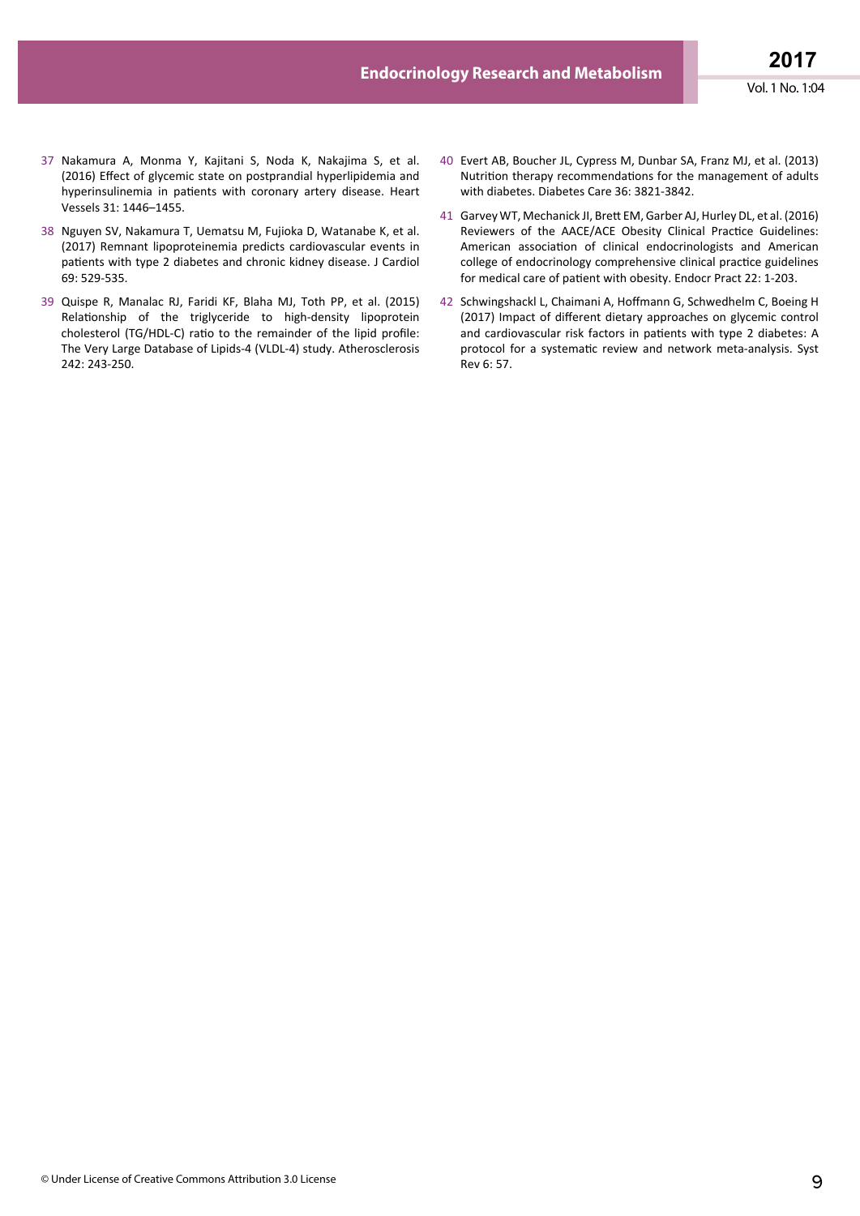37 Nakamura A, Monma Y, Kajitani S, Noda K, Nakajima S, et al. (2016) Effect of glycemic state on postprandial hyperlipidemia and hyperinsulinemia in patients with coronary artery disease. Heart Vessels 31: 1446–1455.

38 Nguyen SV, Nakamura T, Uematsu M, Fujioka D, Watanabe K, et al. (2017) Remnant lipoproteinemia predicts cardiovascular events in patients with type 2 diabetes and chronic kidney disease. J Cardiol 69: 529-535.

39 Quispe R, Manalac RJ, Faridi KF, Blaha MJ, Toth PP, et al. (2015) Relationship of the triglyceride to high-density lipoprotein cholesterol (TG/HDL-C) ratio to the remainder of the lipid profile: The Very Large Database of Lipids-4 (VLDL-4) study. Atherosclerosis 242: 243-250.

40 Evert AB, Boucher JL, Cypress M, Dunbar SA, Franz MJ, et al. (2013) Nutrition therapy recommendations for the management of adults with diabetes. Diabetes Care 36: 3821-3842.

41 Garvey WT, Mechanick JI, Brett EM, Garber AJ, Hurley DL, et al. (2016) Reviewers of the AACE/ACE Obesity Clinical Practice Guidelines: American association of clinical endocrinologists and American college of endocrinology comprehensive clinical practice guidelines for medical care of patient with obesity. Endocr Pract 22: 1-203.

42 Schwingshackl L, Chaimani A, Hoffmann G, Schwedhelm C, Boeing H (2017) Impact of different dietary approaches on glycemic control and cardiovascular risk factors in patients with type 2 diabetes: A protocol for a systematic review and network meta-analysis. Syst Rev 6: 57.